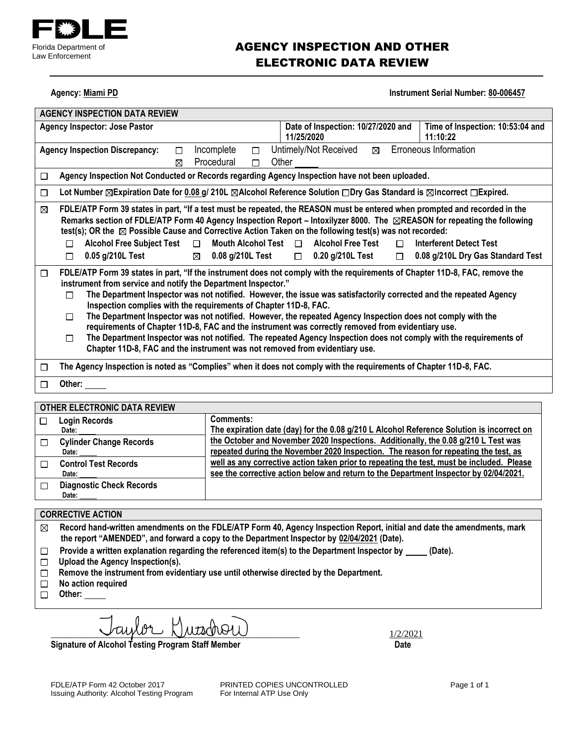FDLE

Florida Department of Law Enforcement

# AGENCY INSPECTION AND OTHER ELECTRONIC DATA REVIEW

**Agency:** Miami PD

**Instrument Serial Number:** 80-006457

| **AGENCY INSPECTION DATA REVIEW** | | |
|---|---|---|
| **Agency Inspector: Jose Pastor** | **Date of Inspection: 10/27/2020 and 11/25/2020** | **Time of Inspection: 10:53:04 and 11:10:22** |

**Agency Inspection Discrepancy:** ☐ Incomplete ☐ Untimely/Not Received ☒ Erroneous Information ☒ Procedural ☐ Other

☐ **Agency Inspection Not Conducted or Records regarding Agency Inspection have not been uploaded.**

☐ **Lot Number ☒Expiration Date for 0.08 g/ 210L ☒Alcohol Reference Solution ☐Dry Gas Standard is ☒Incorrect ☐Expired.**

☒ **FDLE/ATP Form 39 states in part, "If a test must be repeated, the REASON must be entered when prompted and recorded in the Remarks section of FDLE/ATP Form 40 Agency Inspection Report – Intoxilyzer 8000. The ☒REASON for repeating the following test(s); OR the ☒ Possible Cause and Corrective Action Taken on the following test(s) was not recorded:**

- ☐ Alcohol Free Subject Test ☐ Mouth Alcohol Test ☐ Alcohol Free Test ☐ Interferent Detect Test
- ☐ 0.05 g/210L Test ☒ 0.08 g/210L Test ☐ 0.20 g/210L Test ☐ 0.08 g/210L Dry Gas Standard Test

☐ **FDLE/ATP Form 39 states in part, "If the instrument does not comply with the requirements of Chapter 11D-8, FAC, remove the instrument from service and notify the Department Inspector."**

- ☐ The Department Inspector was not notified. However, the issue was satisfactorily corrected and the repeated Agency Inspection complies with the requirements of Chapter 11D-8, FAC.
- ☐ The Department Inspector was not notified. However, the repeated Agency Inspection does not comply with the requirements of Chapter 11D-8, FAC and the instrument was correctly removed from evidentiary use.
- ☐ The Department Inspector was not notified. The repeated Agency Inspection does not comply with the requirements of Chapter 11D-8, FAC and the instrument was not removed from evidentiary use.

☐ **The Agency Inspection is noted as "Complies" when it does not comply with the requirements of Chapter 11D-8, FAC.**

☐ **Other:**

| **OTHER ELECTRONIC DATA REVIEW** | |
|---|---|
| ☐ **Login Records** Date: | **Comments:** The expiration date (day) for the 0.08 g/210 L Alcohol Reference Solution is incorrect on the October and November 2020 Inspections. Additionally, the 0.08 g/210 L Test was repeated during the November 2020 Inspection. The reason for repeating the test, as well as any corrective action taken prior to repeating the test, must be included. Please see the corrective action below and return to the Department Inspector by 02/04/2021. |
| ☐ **Cylinder Change Records** Date: | |
| ☐ **Control Test Records** Date: | |
| ☐ **Diagnostic Check Records** Date: | |

**CORRECTIVE ACTION**

- ☒ **Record hand-written amendments on the FDLE/ATP Form 40, Agency Inspection Report, initial and date the amendments, mark the report "AMENDED", and forward a copy to the Department Inspector by 02/04/2021 (Date).**
- ☐ **Provide a written explanation regarding the referenced item(s) to the Department Inspector by \_\_\_\_ (Date).**
- ☐ **Upload the Agency Inspection(s).**
- ☐ **Remove the instrument from evidentiary use until otherwise directed by the Department.**
- ☐ **No action required**
- ☐ **Other:**

Taylor Gustafson (signature)

**Signature of Alcohol Testing Program Staff Member**

1/2/2021

**Date**

FDLE/ATP Form 42 October 2017
Issuing Authority: Alcohol Testing Program

PRINTED COPIES UNCONTROLLED
For Internal ATP Use Only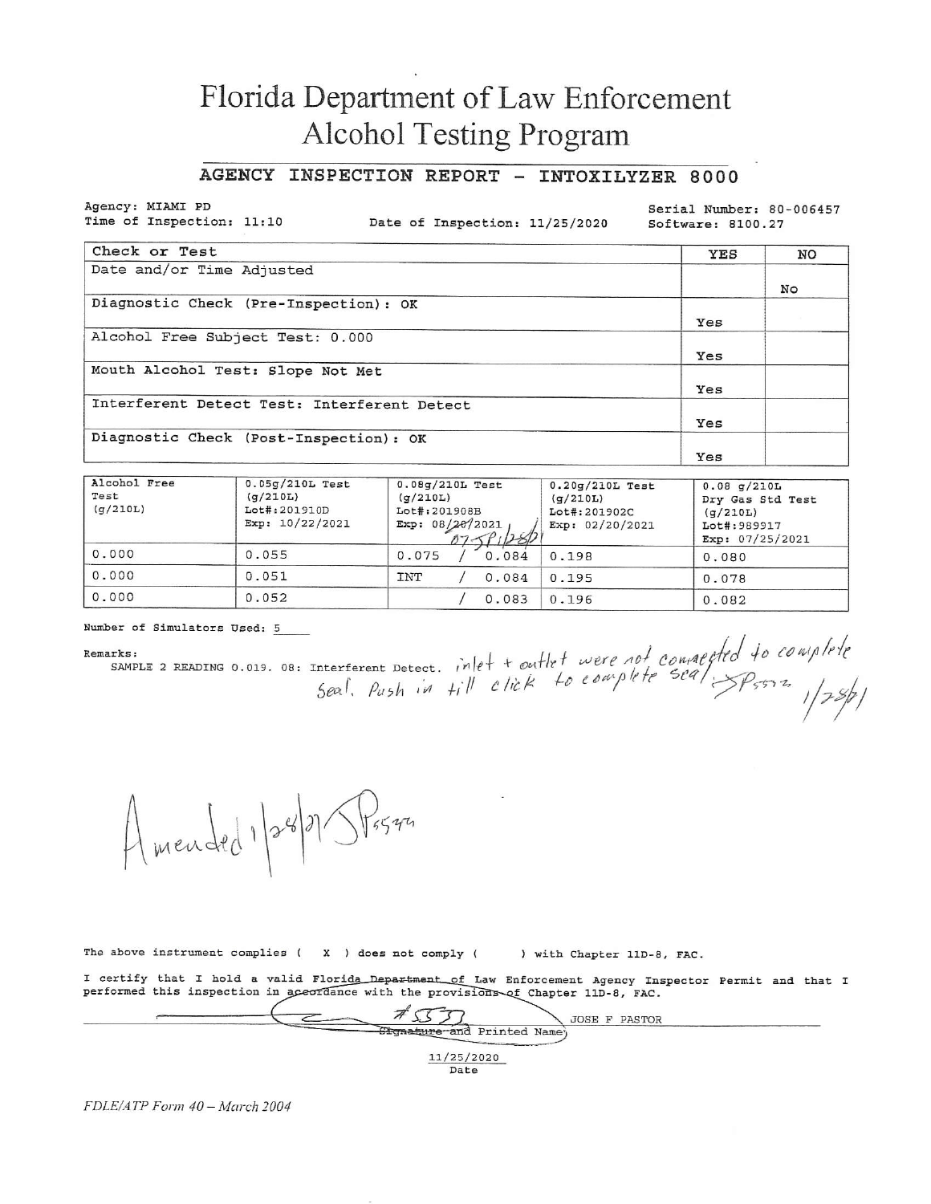# Florida Department of Law Enforcement
## Alcohol Testing Program

### AGENCY INSPECTION REPORT - INTOXILYZER 8000

Agency: MIAMI PD
Time of Inspection: 11:10
Date of Inspection: 11/25/2020
Serial Number: 80-006457
Software: 8100.27

| Check or Test | YES | NO |
|---|---|---|
| Date and/or Time Adjusted | | No |
| Diagnostic Check (Pre-Inspection): OK | Yes | |
| Alcohol Free Subject Test: 0.000 | Yes | |
| Mouth Alcohol Test: Slope Not Met | Yes | |
| Interferent Detect Test: Interferent Detect | Yes | |
| Diagnostic Check (Post-Inspection): OK | Yes | |

| Alcohol Free Test (g/210L) | 0.05g/210L Test (g/210L) Lot#:201910D Exp: 10/22/2021 | 0.08g/210L Test (g/210L) Lot#:201908B Exp: 08/20/2021 07-SP 1/28/21 | 0.20g/210L Test (g/210L) Lot#:201902C Exp: 02/20/2021 | 0.08 g/210L Dry Gas Std Test (g/210L) Lot#:989917 Exp: 07/25/2021 |
|---|---|---|---|---|
| 0.000 | 0.055 | 0.075 / 0.084 | 0.198 | 0.080 |
| 0.000 | 0.051 | INT / 0.084 | 0.195 | 0.078 |
| 0.000 | 0.052 | / 0.083 | 0.196 | 0.082 |

Number of Simulators Used: 5

Remarks:
SAMPLE 2 READING 0.019. 08: Interferent Detect. inlet + outlet were not connected to complete seal. Push in till click to complete seal. SP5572 1/28/21

Amended 1/28/21 SP5574

The above instrument complies ( X ) does not comply ( ) with Chapter 11D-8, FAC.

I certify that I hold a valid Florida Department of Law Enforcement Agency Inspector Permit and that I performed this inspection in accordance with the provisions of Chapter 11D-8, FAC.

#5573 JOSE F PASTOR
Signature and Printed Name

11/25/2020
Date

*FDLE/ATP Form 40 – March 2004*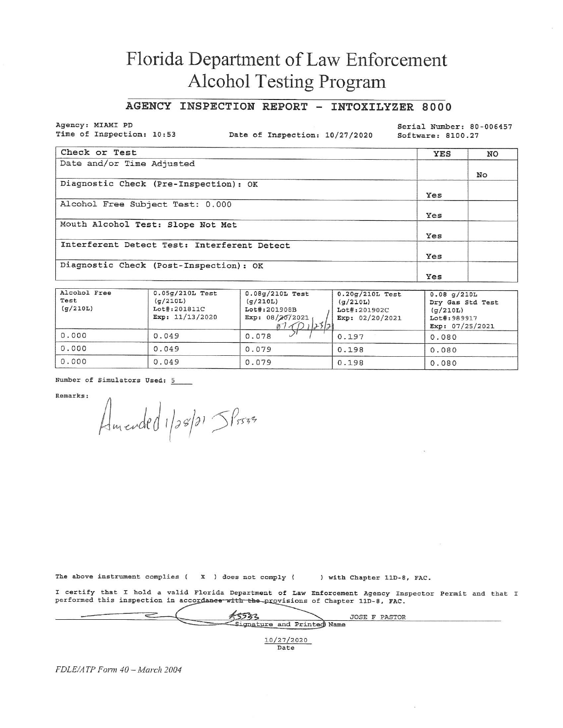# Florida Department of Law Enforcement
# Alcohol Testing Program

## AGENCY INSPECTION REPORT - INTOXILYZER 8000

Agency: MIAMI PD
Time of Inspection: 10:53 Date of Inspection: 10/27/2020 Serial Number: 80-006457
Software: 8100.27

| Check or Test | YES | NO |
|---|---|---|
| Date and/or Time Adjusted | | No |
| Diagnostic Check (Pre-Inspection): OK | Yes | |
| Alcohol Free Subject Test: 0.000 | Yes | |
| Mouth Alcohol Test: Slope Not Met | Yes | |
| Interferent Detect Test: Interferent Detect | Yes | |
| Diagnostic Check (Post-Inspection): OK | Yes | |

| Alcohol Free Test (g/210L) | 0.05g/210L Test (g/210L) Lot#:201811C Exp: 11/13/2020 | 0.08g/210L Test (g/210L) Lot#:201908B Exp: 08/~~20~~/2021 07 SP 1/28/21 | 0.20g/210L Test (g/210L) Lot#:201902C Exp: 02/20/2021 | 0.08 g/210L Dry Gas Std Test (g/210L) Lot#:989917 Exp: 07/25/2021 |
|---|---|---|---|---|
| 0.000 | 0.049 | 0.078 | 0.197 | 0.080 |
| 0.000 | 0.049 | 0.079 | 0.198 | 0.080 |
| 0.000 | 0.049 | 0.079 | 0.198 | 0.080 |

Number of Simulators Used: 5

Remarks:

Amended 1/28/21 SP5533

The above instrument complies ( X ) does not comply ( ) with Chapter 11D-8, FAC.

I certify that I hold a valid Florida Department of Law Enforcement Agency Inspector Permit and that I performed this inspection in accordance with the provisions of Chapter 11D-8, FAC.

#5533 JOSE F PASTOR
Signature and Printed Name

10/27/2020
Date

*FDLE/ATP Form 40 – March 2004*